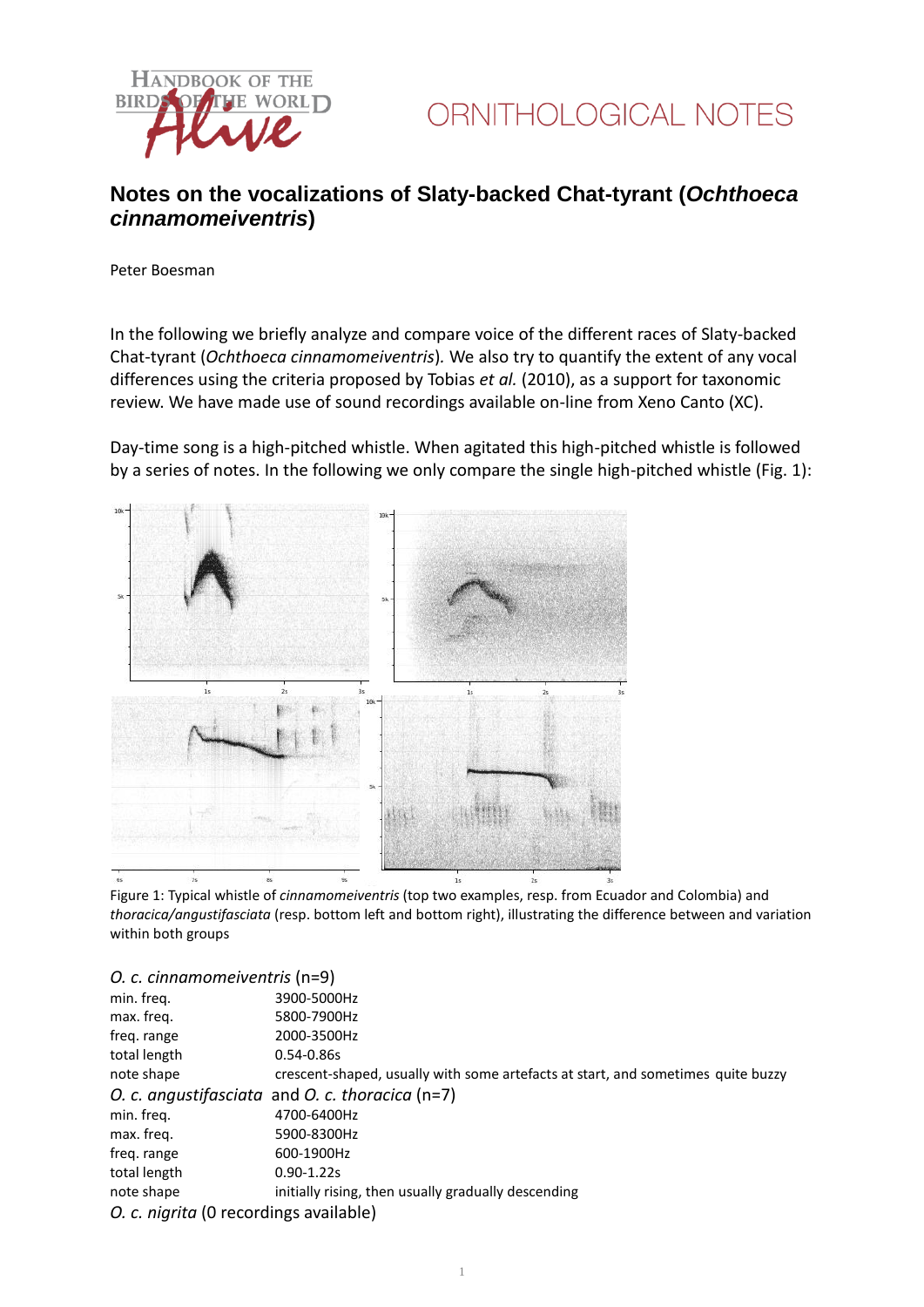# Notes on the vocalizations of Slaty-backed Chat-tyrant (*Ochthoeca cinnamomeiventris*)

Peter Boesman

In the following we briefly analyze and compare voice of the different races of Slaty-backed Chat-tyrant (*Ochthoeca cinnamomeiventris*). We also try to quantify the extent of any vocal differences using the criteria proposed by Tobias *et al.* (2010), as a support for taxonomic review. We have made use of sound recordings available on-line from Xeno Canto (XC).

Day-time song is a high-pitched whistle. When agitated this high-pitched whistle is followed by a series of notes. In the following we only compare the single high-pitched whistle (Fig. 1):

Figure 1: Typical whistle of *cinnamomeiventris* (top two examples, resp. from Ecuador and Colombia) and *thoracica/angustifasciata* (resp. bottom left and bottom right), illustrating the difference between and variation within both groups

*O. c. cinnamomeiventris* (n=9)

| | |
|---|---|
| min. freq. | 3900-5000Hz |
| max. freq. | 5800-7900Hz |
| freq. range | 2000-3500Hz |
| total length | 0.54-0.86s |
| note shape | crescent-shaped, usually with some artefacts at start, and sometimes quite buzzy |

*O. c. angustifasciata* and *O. c. thoracica* (n=7)

| | |
|---|---|
| min. freq. | 4700-6400Hz |
| max. freq. | 5900-8300Hz |
| freq. range | 600-1900Hz |
| total length | 0.90-1.22s |
| note shape | initially rising, then usually gradually descending |

*O. c. nigrita* (0 recordings available)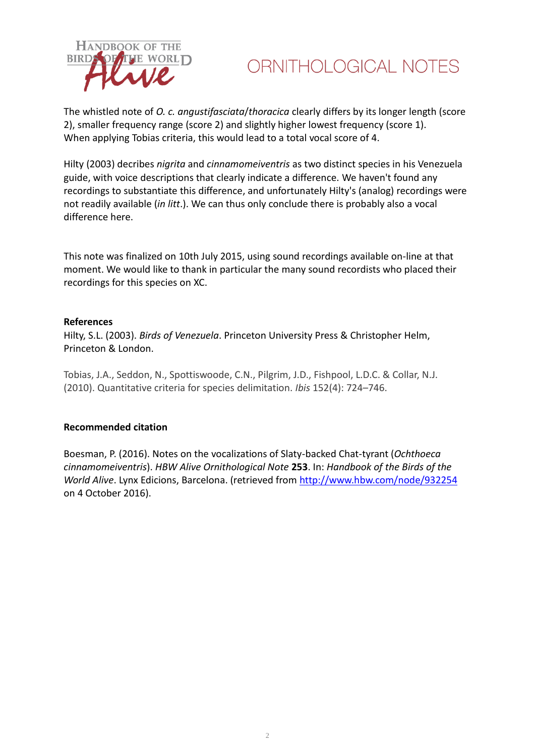The whistled note of *O. c. angustifasciata*/*thoracica* clearly differs by its longer length (score 2), smaller frequency range (score 2) and slightly higher lowest frequency (score 1). When applying Tobias criteria, this would lead to a total vocal score of 4.

Hilty (2003) decribes *nigrita* and *cinnamomeiventris* as two distinct species in his Venezuela guide, with voice descriptions that clearly indicate a difference. We haven't found any recordings to substantiate this difference, and unfortunately Hilty's (analog) recordings were not readily available (*in litt*.). We can thus only conclude there is probably also a vocal difference here.

This note was finalized on 10th July 2015, using sound recordings available on-line at that moment. We would like to thank in particular the many sound recordists who placed their recordings for this species on XC.

**References**

Hilty, S.L. (2003). *Birds of Venezuela*. Princeton University Press & Christopher Helm, Princeton & London.

Tobias, J.A., Seddon, N., Spottiswoode, C.N., Pilgrim, J.D., Fishpool, L.D.C. & Collar, N.J. (2010). Quantitative criteria for species delimitation. *Ibis* 152(4): 724–746.

**Recommended citation**

Boesman, P. (2016). Notes on the vocalizations of Slaty-backed Chat-tyrant (*Ochthoeca cinnamomeiventris*). *HBW Alive Ornithological Note* **253**. In: *Handbook of the Birds of the World Alive*. Lynx Edicions, Barcelona. (retrieved from http://www.hbw.com/node/932254 on 4 October 2016).